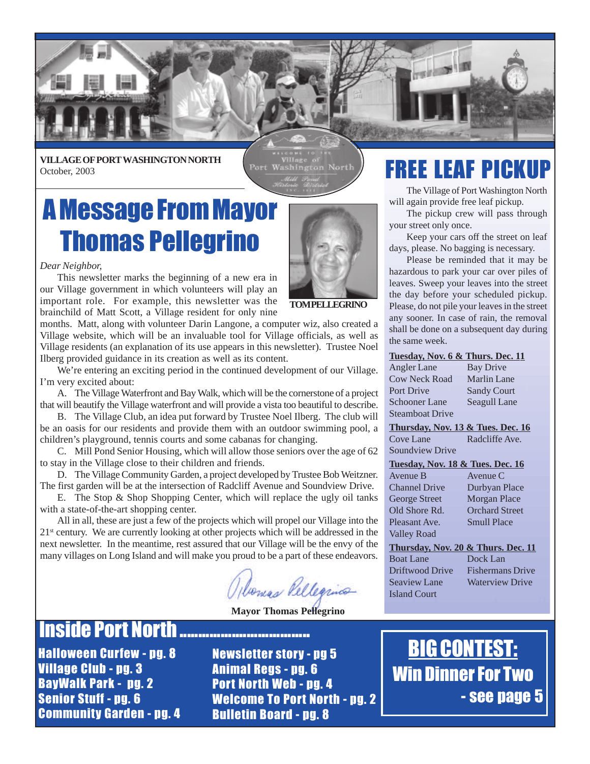**VILLAGE OF PORT WASHINGTON NORTH**
October, 2003

# A Message From Mayor Thomas Pellegrino

TOM PELLEGRINO

*Dear Neighbor,*

This newsletter marks the beginning of a new era in our Village government in which volunteers will play an important role. For example, this newsletter was the brainchild of Matt Scott, a Village resident for only nine months. Matt, along with volunteer Darin Langone, a computer wiz, also created a Village website, which will be an invaluable tool for Village officials, as well as Village residents (an explanation of its use appears in this newsletter). Trustee Noel Ilberg provided guidance in its creation as well as its content.

We're entering an exciting period in the continued development of our Village. I'm very excited about:

A. The Village Waterfront and Bay Walk, which will be the cornerstone of a project that will beautify the Village waterfront and will provide a vista too beautiful to describe.

B. The Village Club, an idea put forward by Trustee Noel Ilberg. The club will be an oasis for our residents and provide them with an outdoor swimming pool, a children's playground, tennis courts and some cabanas for changing.

C. Mill Pond Senior Housing, which will allow those seniors over the age of 62 to stay in the Village close to their children and friends.

D. The Village Community Garden, a project developed by Trustee Bob Weitzner. The first garden will be at the intersection of Radcliff Avenue and Soundview Drive.

E. The Stop & Shop Shopping Center, which will replace the ugly oil tanks with a state-of-the-art shopping center.

All in all, these are just a few of the projects which will propel our Village into the 21st century. We are currently looking at other projects which will be addressed in the next newsletter. In the meantime, rest assured that our Village will be the envy of the many villages on Long Island and will make you proud to be a part of these endeavors.

Thomas Pellegrino

**Mayor Thomas Pellegrino**

# FREE LEAF PICKUP

The Village of Port Washington North will again provide free leaf pickup.

The pickup crew will pass through your street only once.

Keep your cars off the street on leaf days, please. No bagging is necessary.

Please be reminded that it may be hazardous to park your car over piles of leaves. Sweep your leaves into the street the day before your scheduled pickup. Please, do not pile your leaves in the street any sooner. In case of rain, the removal shall be done on a subsequent day during the same week.

**Tuesday, Nov. 6 & Thurs. Dec. 11**

Angler Lane, Bay Drive, Cow Neck Road, Marlin Lane, Port Drive, Sandy Court, Schooner Lane, Seagull Lane, Steamboat Drive

**Thursday, Nov. 13 & Tues. Dec. 16**

Cove Lane, Radcliffe Ave., Soundview Drive

**Tuesday, Nov. 18 & Tues. Dec. 16**

Avenue B, Avenue C, Channel Drive, Durbyan Place, George Street, Morgan Place, Old Shore Rd., Orchard Street, Pleasant Ave., Smull Place, Valley Road

**Thursday, Nov. 20 & Thurs. Dec. 11**

Boat Lane, Dock Lan, Driftwood Drive, Fishermans Drive, Seaview Lane, Waterview Drive, Island Court

## Inside Port North

- Halloween Curfew - pg. 8
- Village Club - pg. 3
- BayWalk Park - pg. 2
- Senior Stuff - pg. 6
- Community Garden - pg. 4
- Newsletter story - pg 5
- Animal Regs - pg. 6
- Port North Web - pg. 4
- Welcome To Port North - pg. 2
- Bulletin Board - pg. 8

## BIG CONTEST:

**Win Dinner For Two - see page 5**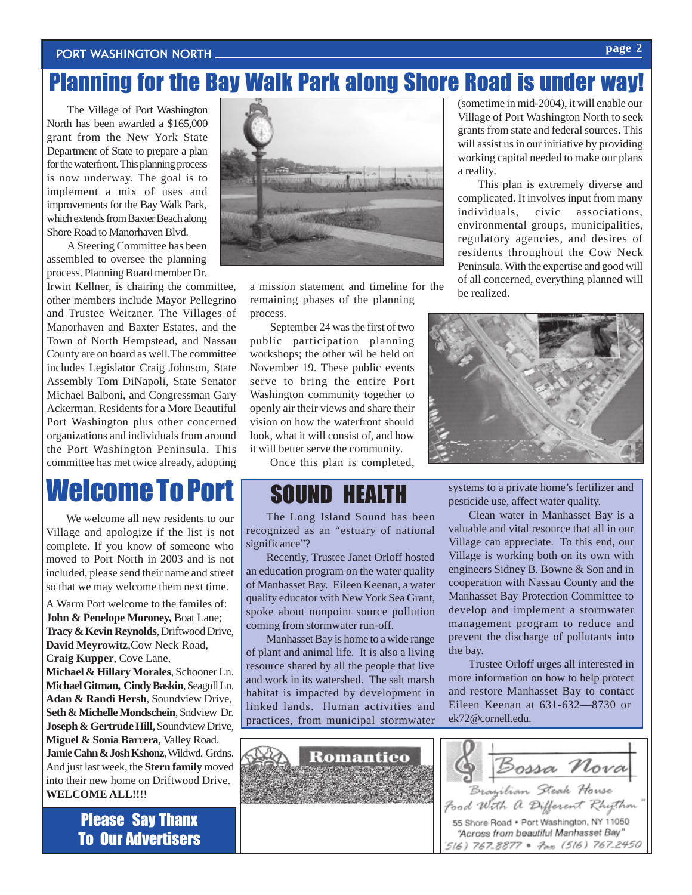# Planning for the Bay Walk Park along Shore Road is under way!

The Village of Port Washington North has been awarded a $165,000 grant from the New York State Department of State to prepare a plan for the waterfront. This planning process is now underway. The goal is to implement a mix of uses and improvements for the Bay Walk Park, which extends from Baxter Beach along Shore Road to Manorhaven Blvd.

A Steering Committee has been assembled to oversee the planning process. Planning Board member Dr. Irwin Kellner, is chairing the committee, other members include Mayor Pellegrino and Trustee Weitzner. The Villages of Manorhaven and Baxter Estates, and the Town of North Hempstead, and Nassau County are on board as well.The committee includes Legislator Craig Johnson, State Assembly Tom DiNapoli, State Senator Michael Balboni, and Congressman Gary Ackerman. Residents for a More Beautiful Port Washington plus other concerned organizations and individuals from around the Port Washington Peninsula. This committee has met twice already, adopting a mission statement and timeline for the remaining phases of the planning process.

September 24 was the first of two public participation planning workshops; the other wil be held on November 19. These public events serve to bring the entire Port Washington community together to openly air their views and share their vision on how the waterfront should look, what it will consist of, and how it will better serve the community.

Once this plan is completed, (sometime in mid-2004), it will enable our Village of Port Washington North to seek grants from state and federal sources. This will assist us in our initiative by providing working capital needed to make our plans a reality.

This plan is extremely diverse and complicated. It involves input from many individuals, civic associations, environmental groups, municipalities, regulatory agencies, and desires of residents throughout the Cow Neck Peninsula. With the expertise and good will of all concerned, everything planned will be realized.

# Welcome To Port

We welcome all new residents to our Village and apologize if the list is not complete. If you know of someone who moved to Port North in 2003 and is not included, please send their name and street so that we may welcome them next time.

A Warm Port welcome to the familes of:
**John & Penelope Moroney,** Boat Lane;
**Tracy & Kevin Reynolds**, Driftwood Drive,
**David Meyrowitz**,Cow Neck Road,
**Craig Kupper**, Cove Lane,
**Michael & Hillary Morales**, Schooner Ln.
**Michael Gitman, Cindy Baskin**, Seagull Ln.
**Adan & Randi Hersh**, Soundview Drive,
**Seth & Michelle Mondschein**, Sndview Dr.
**Joseph & Gertrude Hill,** Soundview Drive,
**Miguel & Sonia Barrera**, Valley Road.
**Jamie Cahn & Josh Kshonz**, Wildwd. Grdns.
And just last week, the **Stern family** moved into their new home on Driftwood Drive.
**WELCOME ALL!!!**!

**Please Say Thanx To Our Advertisers**

# SOUND HEALTH

The Long Island Sound has been recognized as an "estuary of national significance"?

Recently, Trustee Janet Orloff hosted an education program on the water quality of Manhasset Bay. Eileen Keenan, a water quality educator with New York Sea Grant, spoke about nonpoint source pollution coming from stormwater run-off.

Manhasset Bay is home to a wide range of plant and animal life. It is also a living resource shared by all the people that live and work in its watershed. The salt marsh habitat is impacted by development in linked lands. Human activities and practices, from municipal stormwater systems to a private home's fertilizer and pesticide use, affect water quality.

Clean water in Manhasset Bay is a valuable and vital resource that all in our Village can appreciate. To this end, our Village is working both on its own with engineers Sidney B. Bowne & Son and in cooperation with Nassau County and the Manhasset Bay Protection Committee to develop and implement a stormwater management program to reduce and prevent the discharge of pollutants into the bay.

Trustee Orloff urges all interested in more information on how to help protect and restore Manhasset Bay to contact Eileen Keenan at 631-632—8730 or ek72@cornell.edu.

Romantico

Bossa Nova
Brazilian Steak House
"Food With A Different Rhythm"
55 Shore Road • Port Washington, NY 11050
"Across from beautiful Manhasset Bay"
516) 767-8877 • Fax (516) 767-2450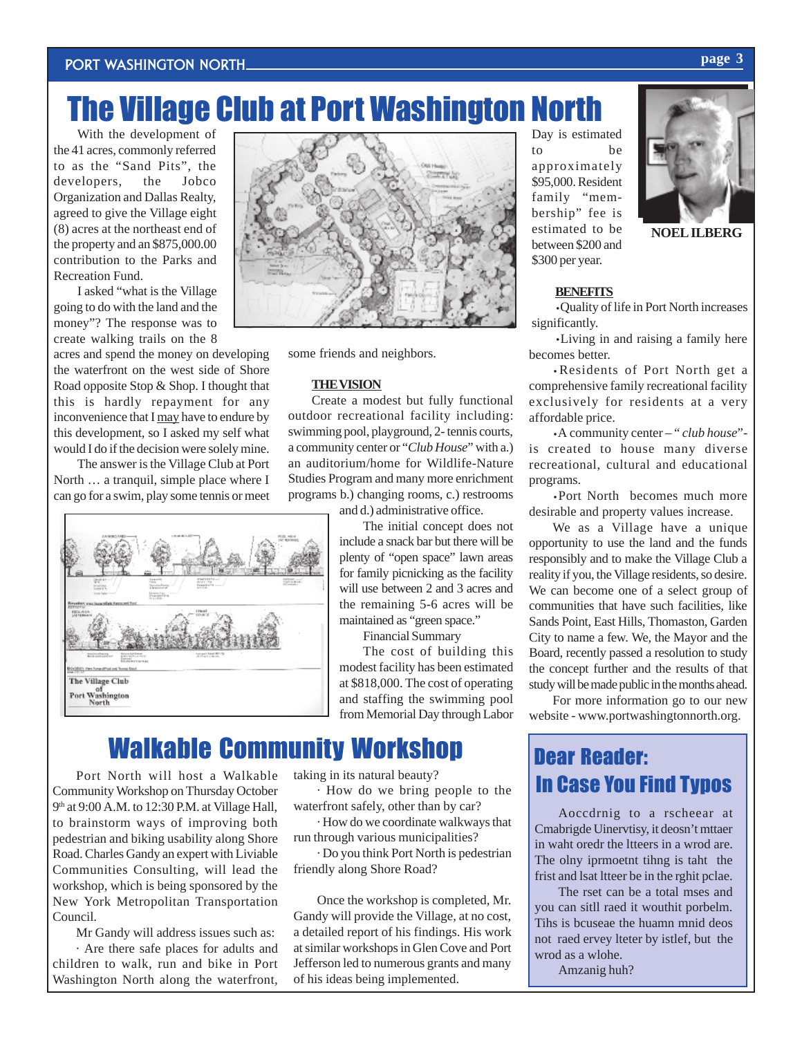# The Village Club at Port Washington North

With the development of the 41 acres, commonly referred to as the "Sand Pits", the developers, the Jobco Organization and Dallas Realty, agreed to give the Village eight (8) acres at the northeast end of the property and an $875,000.00 contribution to the Parks and Recreation Fund.

I asked "what is the Village going to do with the land and the money"? The response was to create walking trails on the 8 acres and spend the money on developing the waterfront on the west side of Shore Road opposite Stop & Shop. I thought that this is hardly repayment for any inconvenience that I may have to endure by this development, so I asked my self what would I do if the decision were solely mine.

The answer is the Village Club at Port North … a tranquil, simple place where I can go for a swim, play some tennis or meet some friends and neighbors.

**THE VISION**

Create a modest but fully functional outdoor recreational facility including: swimming pool, playground, 2- tennis courts, a community center or "*Club House*" with a.) an auditorium/home for Wildlife-Nature Studies Program and many more enrichment programs b.) changing rooms, c.) restrooms and d.) administrative office.

The initial concept does not include a snack bar but there will be plenty of "open space" lawn areas for family picnicking as the facility will use between 2 and 3 acres and the remaining 5-6 acres will be maintained as "green space."

Financial Summary

The cost of building this modest facility has been estimated at $818,000. The cost of operating and staffing the swimming pool from Memorial Day through Labor Day is estimated to be approximately $95,000. Resident family "membership" fee is estimated to be between $200 and $300 per year.

**NOEL ILBERG**

**BENEFITS**

- Quality of life in Port North increases significantly.
- Living in and raising a family here becomes better.
- Residents of Port North get a comprehensive family recreational facility exclusively for residents at a very affordable price.
- A community center – "*club house*"- is created to house many diverse recreational, cultural and educational programs.
- Port North becomes much more desirable and property values increase.

We as a Village have a unique opportunity to use the land and the funds responsibly and to make the Village Club a reality if you, the Village residents, so desire. We can become one of a select group of communities that have such facilities, like Sands Point, East Hills, Thomaston, Garden City to name a few. We, the Mayor and the Board, recently passed a resolution to study the concept further and the results of that study will be made public in the months ahead.

For more information go to our new website - www.portwashingtonnorth.org.

The Village Club of Port Washington North

# Walkable Community Workshop

Port North will host a Walkable Community Workshop on Thursday October 9th at 9:00 A.M. to 12:30 P.M. at Village Hall, to brainstorm ways of improving both pedestrian and biking usability along Shore Road. Charles Gandy an expert with Liviable Communities Consulting, will lead the workshop, which is being sponsored by the New York Metropolitan Transportation Council.

Mr Gandy will address issues such as:

- Are there safe places for adults and children to walk, run and bike in Port Washington North along the waterfront, taking in its natural beauty?
- How do we bring people to the waterfront safely, other than by car?
- How do we coordinate walkways that run through various municipalities?
- Do you think Port North is pedestrian friendly along Shore Road?

Once the workshop is completed, Mr. Gandy will provide the Village, at no cost, a detailed report of his findings. His work at similar workshops in Glen Cove and Port Jefferson led to numerous grants and many of his ideas being implemented.

## Dear Reader: In Case You Find Typos

Aoccdrnig to a rscheear at Cmabrigde Uinervtisy, it deosn't mttaer in waht oredr the ltteers in a wrod are. The olny iprmoetnt tihng is taht the frist and lsat ltteer be in the rghit pclae.

The rset can be a total mses and you can sitll raed it wouthit porbelm. Tihs is bcuseae the huamn mnid deos not raed ervey lteter by istlef, but the wrod as a wlohe.

Amzanig huh?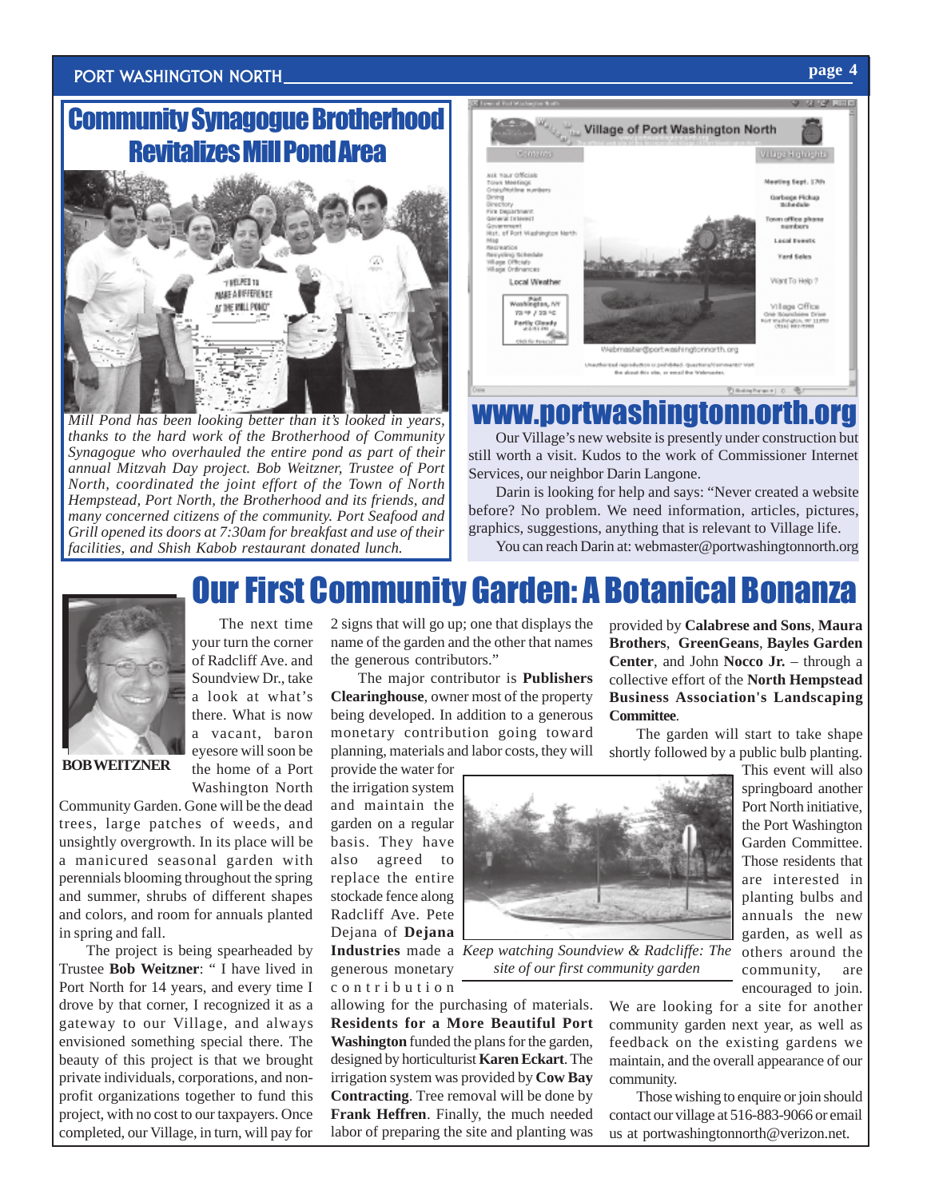## Community Synagogue Brotherhood Revitalizes Mill Pond Area

*Mill Pond has been looking better than it's looked in years, thanks to the hard work of the Brotherhood of Community Synagogue who overhauled the entire pond as part of their annual Mitzvah Day project. Bob Weitzner, Trustee of Port North, coordinated the joint effort of the Town of North Hempstead, Port North, the Brotherhood and its friends, and many concerned citizens of the community. Port Seafood and Grill opened its doors at 7:30am for breakfast and use of their facilities, and Shish Kabob restaurant donated lunch.*

## www.portwashingtonnorth.org

Our Village's new website is presently under construction but still worth a visit. Kudos to the work of Commissioner Internet Services, our neighbor Darin Langone.

Darin is looking for help and says: "Never created a website before? No problem. We need information, articles, pictures, graphics, suggestions, anything that is relevant to Village life.

You can reach Darin at: webmaster@portwashingtonnorth.org

## Our First Community Garden: A Botanical Bonanza

**BOB WEITZNER**

The next time your turn the corner of Radcliff Ave. and Soundview Dr., take a look at what's there. What is now a vacant, baron eyesore will soon be the home of a Port Washington North Community Garden. Gone will be the dead trees, large patches of weeds, and unsightly overgrowth. In its place will be a manicured seasonal garden with perennials blooming throughout the spring and summer, shrubs of different shapes and colors, and room for annuals planted in spring and fall.

The project is being spearheaded by Trustee **Bob Weitzner**: " I have lived in Port North for 14 years, and every time I drove by that corner, I recognized it as a gateway to our Village, and always envisioned something special there. The beauty of this project is that we brought private individuals, corporations, and non-profit organizations together to fund this project, with no cost to our taxpayers. Once completed, our Village, in turn, will pay for 2 signs that will go up; one that displays the name of the garden and the other that names the generous contributors."

The major contributor is **Publishers Clearinghouse**, owner most of the property being developed. In addition to a generous monetary contribution going toward planning, materials and labor costs, they will provide the water for the irrigation system and maintain the garden on a regular basis. They have also agreed to replace the entire stockade fence along Radcliff Ave. Pete Dejana of **Dejana Industries** made a generous monetary contribution allowing for the purchasing of materials. **Residents for a More Beautiful Port Washington** funded the plans for the garden, designed by horticulturist **Karen Eckart**. The irrigation system was provided by **Cow Bay Contracting**. Tree removal will be done by **Frank Heffren**. Finally, the much needed labor of preparing the site and planting was provided by **Calabrese and Sons**, **Maura Brothers**, **GreenGeans**, **Bayles Garden Center**, and John **Nocco Jr.** – through a collective effort of the **North Hempstead Business Association's Landscaping Committee**.

The garden will start to take shape shortly followed by a public bulb planting. This event will also springboard another Port North initiative, the Port Washington Garden Committee. Those residents that are interested in planting bulbs and annuals the new garden, as well as others around the community, are encouraged to join.

*Keep watching Soundview & Radcliffe: The site of our first community garden*

We are looking for a site for another community garden next year, as well as feedback on the existing gardens we maintain, and the overall appearance of our community.

Those wishing to enquire or join should contact our village at 516-883-9066 or email us at portwashingtonnorth@verizon.net.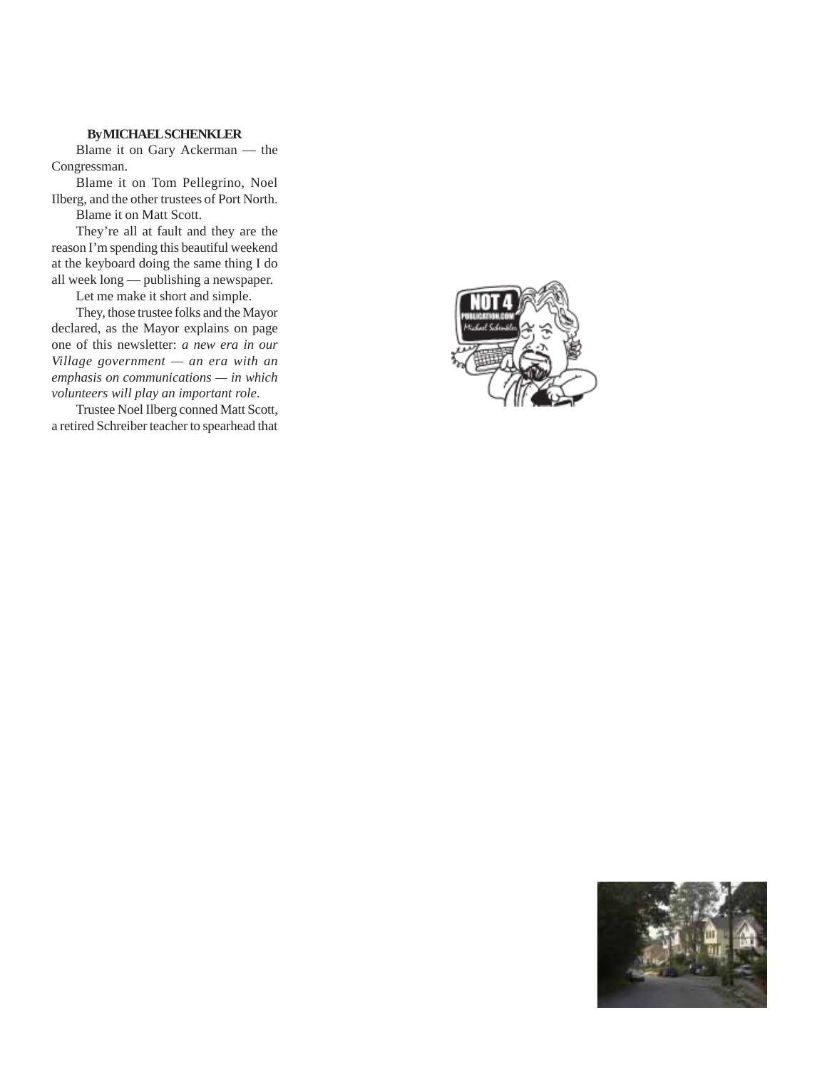**By MICHAEL SCHENKLER**

Blame it on Gary Ackerman — the Congressman.

Blame it on Tom Pellegrino, Noel Ilberg, and the other trustees of Port North.

Blame it on Matt Scott.

They're all at fault and they are the reason I'm spending this beautiful weekend at the keyboard doing the same thing I do all week long — publishing a newspaper.

Let me make it short and simple.

They, those trustee folks and the Mayor declared, as the Mayor explains on page one of this newsletter: *a new era in our Village government — an era with an emphasis on communications — in which volunteers will play an important role.*

Trustee Noel Ilberg conned Matt Scott, a retired Schreiber teacher to spearhead that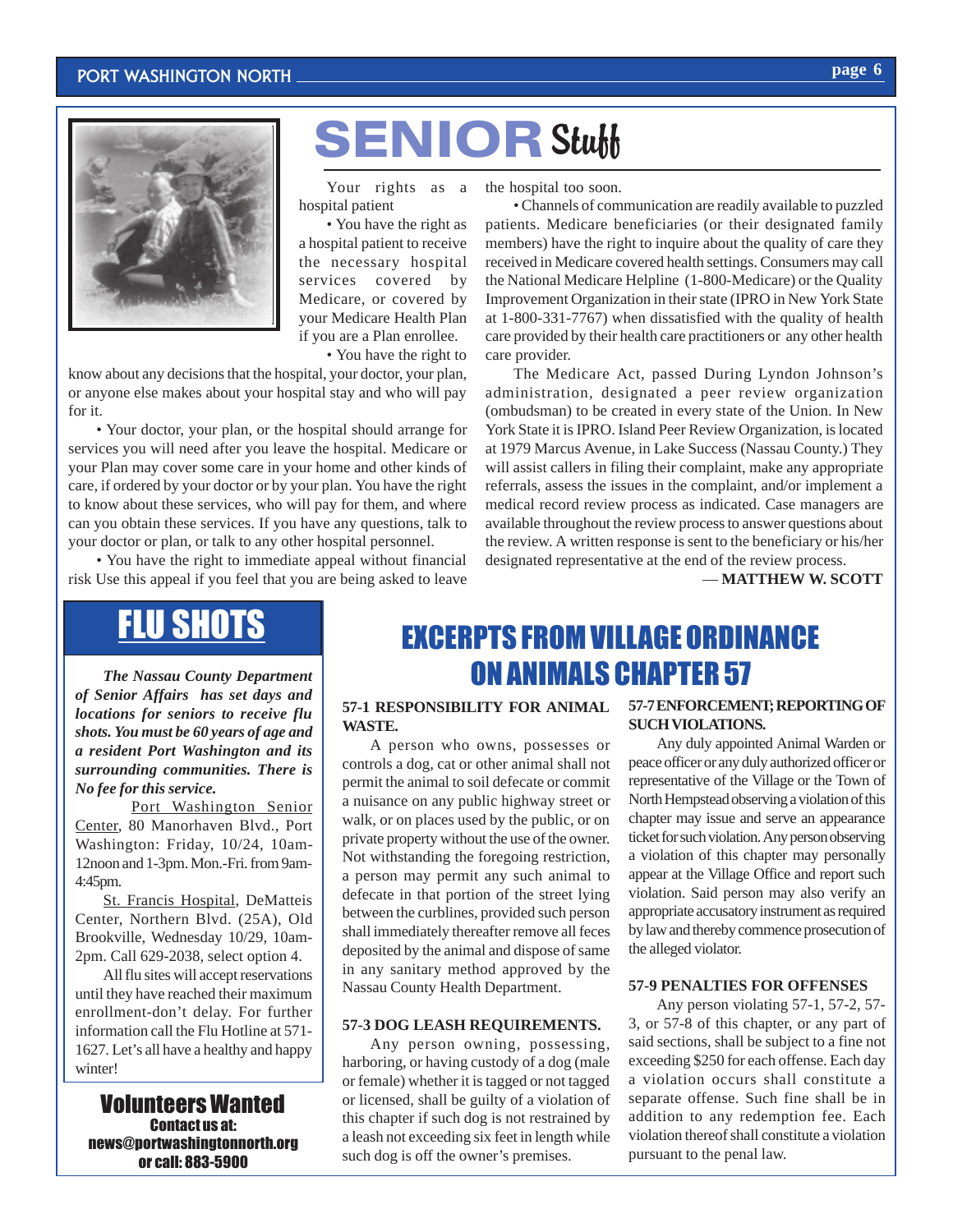# SENIOR Stuff

Your rights as a hospital patient

• You have the right as a hospital patient to receive the necessary hospital services covered by Medicare, or covered by your Medicare Health Plan if you are a Plan enrollee.

• You have the right to know about any decisions that the hospital, your doctor, your plan, or anyone else makes about your hospital stay and who will pay for it.

• Your doctor, your plan, or the hospital should arrange for services you will need after you leave the hospital. Medicare or your Plan may cover some care in your home and other kinds of care, if ordered by your doctor or by your plan. You have the right to know about these services, who will pay for them, and where can you obtain these services. If you have any questions, talk to your doctor or plan, or talk to any other hospital personnel.

• You have the right to immediate appeal without financial risk Use this appeal if you feel that you are being asked to leave the hospital too soon.

• Channels of communication are readily available to puzzled patients. Medicare beneficiaries (or their designated family members) have the right to inquire about the quality of care they received in Medicare covered health settings. Consumers may call the National Medicare Helpline (1-800-Medicare) or the Quality Improvement Organization in their state (IPRO in New York State at 1-800-331-7767) when dissatisfied with the quality of health care provided by their health care practitioners or any other health care provider.

The Medicare Act, passed During Lyndon Johnson's administration, designated a peer review organization (ombudsman) to be created in every state of the Union. In New York State it is IPRO. Island Peer Review Organization, is located at 1979 Marcus Avenue, in Lake Success (Nassau County.) They will assist callers in filing their complaint, make any appropriate referrals, assess the issues in the complaint, and/or implement a medical record review process as indicated. Case managers are available throughout the review process to answer questions about the review. A written response is sent to the beneficiary or his/her designated representative at the end of the review process.

— **MATTHEW W. SCOTT**

## FLU SHOTS

***The Nassau County Department of Senior Affairs has set days and locations for seniors to receive flu shots. You must be 60 years of age and a resident Port Washington and its surrounding communities. There is No fee for this service.***

Port Washington Senior Center, 80 Manorhaven Blvd., Port Washington: Friday, 10/24, 10am-12noon and 1-3pm. Mon.-Fri. from 9am-4:45pm.

St. Francis Hospital, DeMatteis Center, Northern Blvd. (25A), Old Brookville, Wednesday 10/29, 10am-2pm. Call 629-2038, select option 4.

All flu sites will accept reservations until they have reached their maximum enrollment-don't delay. For further information call the Flu Hotline at 571-1627. Let's all have a healthy and happy winter!

## Volunteers Wanted

**Contact us at:**
**news@portwashingtonnorth.org**
**or call: 883-5900**

## EXCERPTS FROM VILLAGE ORDINANCE ON ANIMALS CHAPTER 57

**57-1 RESPONSIBILITY FOR ANIMAL WASTE.**

A person who owns, possesses or controls a dog, cat or other animal shall not permit the animal to soil defecate or commit a nuisance on any public highway street or walk, or on places used by the public, or on private property without the use of the owner. Not withstanding the foregoing restriction, a person may permit any such animal to defecate in that portion of the street lying between the curblines, provided such person shall immediately thereafter remove all feces deposited by the animal and dispose of same in any sanitary method approved by the Nassau County Health Department.

**57-3 DOG LEASH REQUIREMENTS.**

Any person owning, possessing, harboring, or having custody of a dog (male or female) whether it is tagged or not tagged or licensed, shall be guilty of a violation of this chapter if such dog is not restrained by a leash not exceeding six feet in length while such dog is off the owner's premises.

**57-7 ENFORCEMENT; REPORTING OF SUCH VIOLATIONS.**

Any duly appointed Animal Warden or peace officer or any duly authorized officer or representative of the Village or the Town of North Hempstead observing a violation of this chapter may issue and serve an appearance ticket for such violation. Any person observing a violation of this chapter may personally appear at the Village Office and report such violation. Said person may also verify an appropriate accusatory instrument as required by law and thereby commence prosecution of the alleged violator.

**57-9 PENALTIES FOR OFFENSES**

Any person violating 57-1, 57-2, 57-3, or 57-8 of this chapter, or any part of said sections, shall be subject to a fine not exceeding $250 for each offense. Each day a violation occurs shall constitute a separate offense. Such fine shall be in addition to any redemption fee. Each violation thereof shall constitute a violation pursuant to the penal law.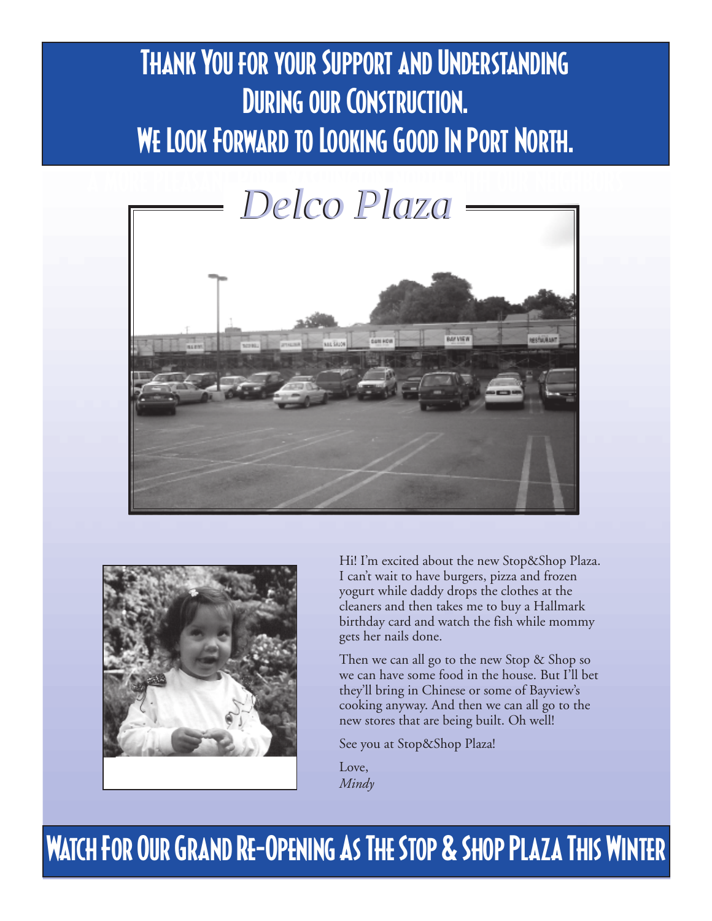# Thank You for your Support and Understanding During our Construction. We Look Forward to Looking Good In Port North.

## *Delco Plaza*

Hi! I'm excited about the new Stop&Shop Plaza. I can't wait to have burgers, pizza and frozen yogurt while daddy drops the clothes at the cleaners and then takes me to buy a Hallmark birthday card and watch the fish while mommy gets her nails done.

Then we can all go to the new Stop & Shop so we can have some food in the house. But I'll bet they'll bring in Chinese or some of Bayview's cooking anyway. And then we can all go to the new stores that are being built. Oh well!

See you at Stop&Shop Plaza!

Love,
*Mindy*

## Watch For Our Grand Re-Opening As The Stop & Shop Plaza This Winter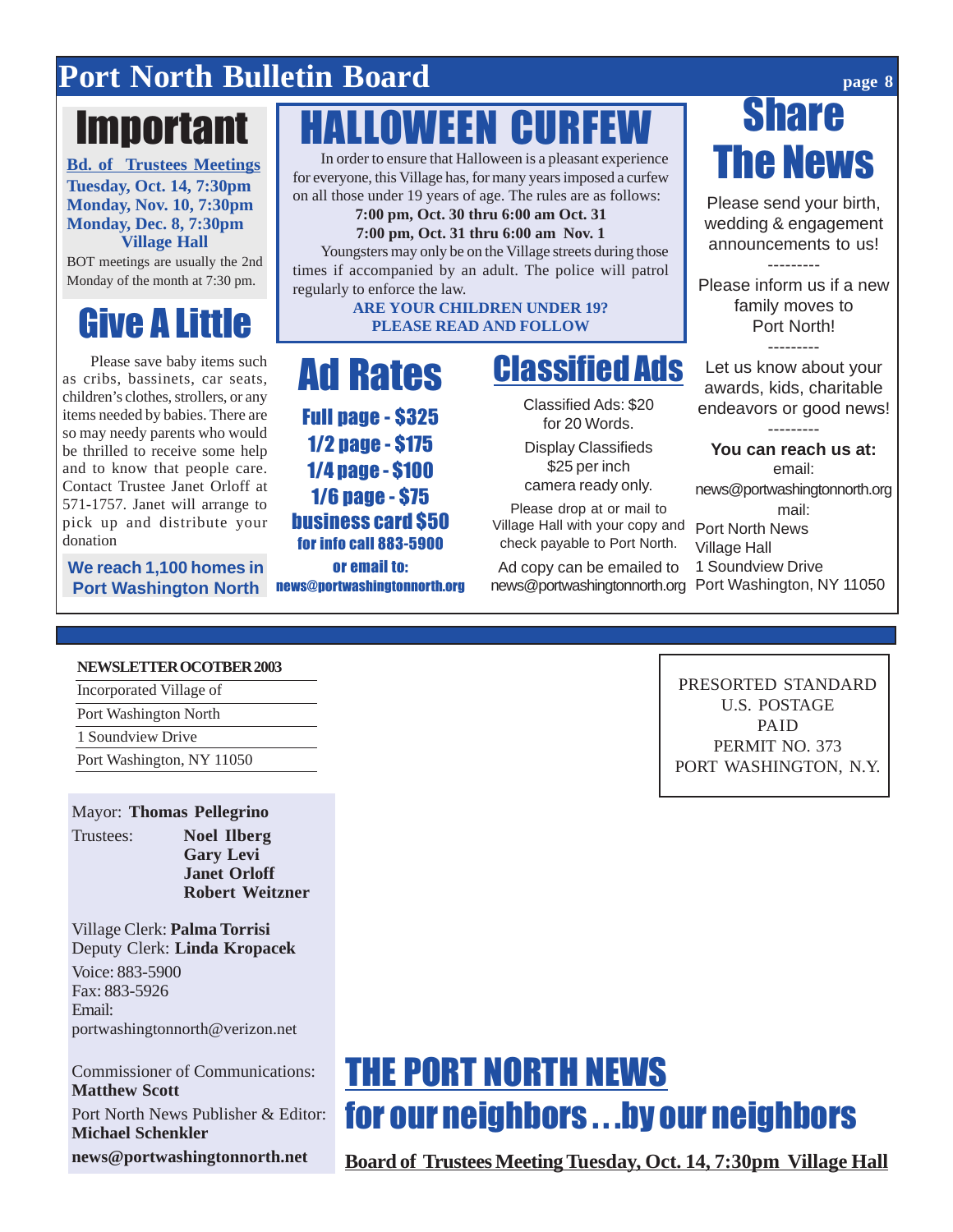# Port North Bulletin Board

## Important

**Bd. of Trustees Meetings**
**Tuesday, Oct. 14, 7:30pm**
**Monday, Nov. 10, 7:30pm**
**Monday, Dec. 8, 7:30pm**
**Village Hall**

BOT meetings are usually the 2nd Monday of the month at 7:30 pm.

## Give A Little

Please save baby items such as cribs, bassinets, car seats, children's clothes, strollers, or any items needed by babies. There are so may needy parents who would be thrilled to receive some help and to know that people care. Contact Trustee Janet Orloff at 571-1757. Janet will arrange to pick up and distribute your donation

**We reach 1,100 homes in Port Washington North**

## HALLOWEEN CURFEW

In order to ensure that Halloween is a pleasant experience for everyone, this Village has, for many years imposed a curfew on all those under 19 years of age. The rules are as follows:

**7:00 pm, Oct. 30 thru 6:00 am Oct. 31**
**7:00 pm, Oct. 31 thru 6:00 am Nov. 1**

Youngsters may only be on the Village streets during those times if accompanied by an adult. The police will patrol regularly to enforce the law.

**ARE YOUR CHILDREN UNDER 19?**
**PLEASE READ AND FOLLOW**

## Ad Rates

- Full page - $325
- 1/2 page - $175
- 1/4 page - $100
- 1/6 page - $75
- business card $50

for info call 883-5900
or email to:
news@portwashingtonnorth.org

## Classified Ads

Classified Ads: $20 for 20 Words.

Display Classifieds $25 per inch camera ready only.

Please drop at or mail to Village Hall with your copy and check payable to Port North.

Ad copy can be emailed to news@portwashingtonnorth.org

## Share The News

Please send your birth, wedding & engagement announcements to us!

---------

Please inform us if a new family moves to Port North!

---------

Let us know about your awards, kids, charitable endeavors or good news!

---------

**You can reach us at:**

email:
news@portwashingtonnorth.org

mail:
Port North News
Village Hall
1 Soundview Drive
Port Washington, NY 11050

---

**NEWSLETTER OCOTBER 2003**

Incorporated Village of
Port Washington North
1 Soundview Drive
Port Washington, NY 11050

PRESORTED STANDARD
U.S. POSTAGE
PAID
PERMIT NO. 373
PORT WASHINGTON, N.Y.

Mayor: **Thomas Pellegrino**

Trustees: **Noel Ilberg**
**Gary Levi**
**Janet Orloff**
**Robert Weitzner**

Village Clerk: **Palma Torrisi**
Deputy Clerk: **Linda Kropacek**
Voice: 883-5900
Fax: 883-5926
Email:
portwashingtonnorth@verizon.net

Commissioner of Communications: **Matthew Scott**

Port North News Publisher & Editor: **Michael Schenkler**

**news@portwashingtonnorth.net**

# THE PORT NORTH NEWS

## for our neighbors . . . by our neighbors

**Board of Trustees Meeting Tuesday, Oct. 14, 7:30pm Village Hall**